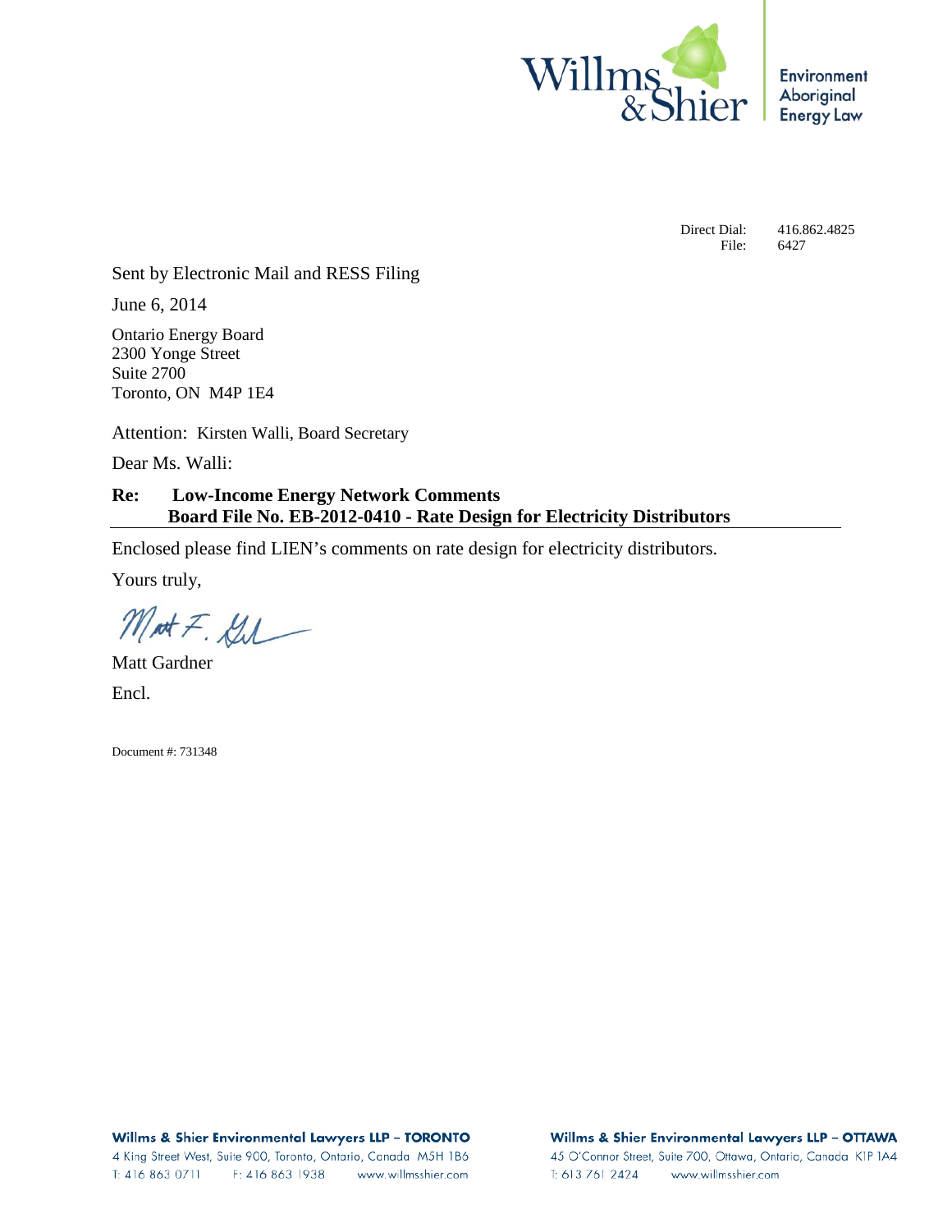Willms & Shier

Environment
Aboriginal
Energy Law

Direct Dial: 416.862.4825
File: 6427

Sent by Electronic Mail and RESS Filing

June 6, 2014

Ontario Energy Board
2300 Yonge Street
Suite 2700
Toronto, ON M4P 1E4

Attention: Kirsten Walli, Board Secretary

Dear Ms. Walli:

**Re: Low-Income Energy Network Comments**
**Board File No. EB-2012-0410 - Rate Design for Electricity Distributors**

Enclosed please find LIEN's comments on rate design for electricity distributors.

Yours truly,

Matt Gardner

Encl.

Document #: 731348

**Willms & Shier Environmental Lawyers LLP – TORONTO**
4 King Street West, Suite 900, Toronto, Ontario, Canada M5H 1B6
T: 416 863 0711 F: 416 863 1938 www.willmsshier.com

**Willms & Shier Environmental Lawyers LLP – OTTAWA**
45 O'Connor Street, Suite 700, Ottawa, Ontario, Canada K1P 1A4
T: 613 761 2424 www.willmsshier.com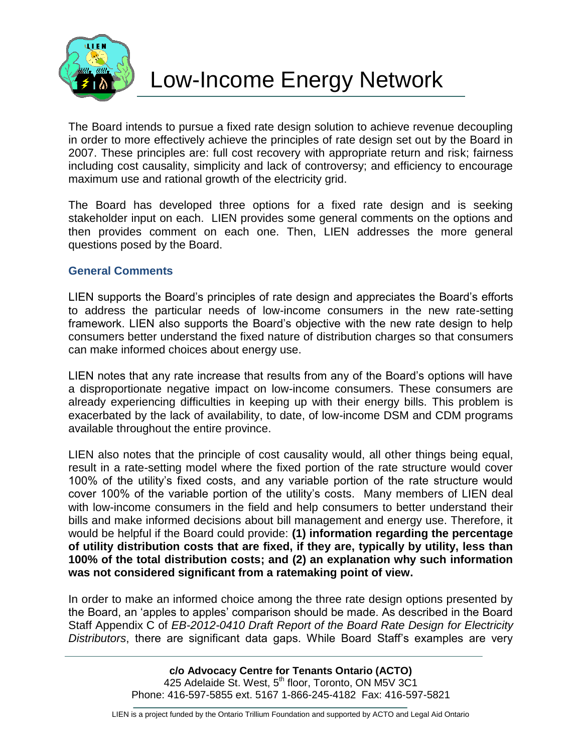The Board intends to pursue a fixed rate design solution to achieve revenue decoupling in order to more effectively achieve the principles of rate design set out by the Board in 2007. These principles are: full cost recovery with appropriate return and risk; fairness including cost causality, simplicity and lack of controversy; and efficiency to encourage maximum use and rational growth of the electricity grid.

The Board has developed three options for a fixed rate design and is seeking stakeholder input on each. LIEN provides some general comments on the options and then provides comment on each one. Then, LIEN addresses the more general questions posed by the Board.

### General Comments

LIEN supports the Board's principles of rate design and appreciates the Board's efforts to address the particular needs of low-income consumers in the new rate-setting framework. LIEN also supports the Board's objective with the new rate design to help consumers better understand the fixed nature of distribution charges so that consumers can make informed choices about energy use.

LIEN notes that any rate increase that results from any of the Board's options will have a disproportionate negative impact on low-income consumers. These consumers are already experiencing difficulties in keeping up with their energy bills. This problem is exacerbated by the lack of availability, to date, of low-income DSM and CDM programs available throughout the entire province.

LIEN also notes that the principle of cost causality would, all other things being equal, result in a rate-setting model where the fixed portion of the rate structure would cover 100% of the utility's fixed costs, and any variable portion of the rate structure would cover 100% of the variable portion of the utility's costs. Many members of LIEN deal with low-income consumers in the field and help consumers to better understand their bills and make informed decisions about bill management and energy use. Therefore, it would be helpful if the Board could provide: **(1) information regarding the percentage of utility distribution costs that are fixed, if they are, typically by utility, less than 100% of the total distribution costs; and (2) an explanation why such information was not considered significant from a ratemaking point of view.**

In order to make an informed choice among the three rate design options presented by the Board, an 'apples to apples' comparison should be made. As described in the Board Staff Appendix C of *EB-2012-0410 Draft Report of the Board Rate Design for Electricity Distributors*, there are significant data gaps. While Board Staff's examples are very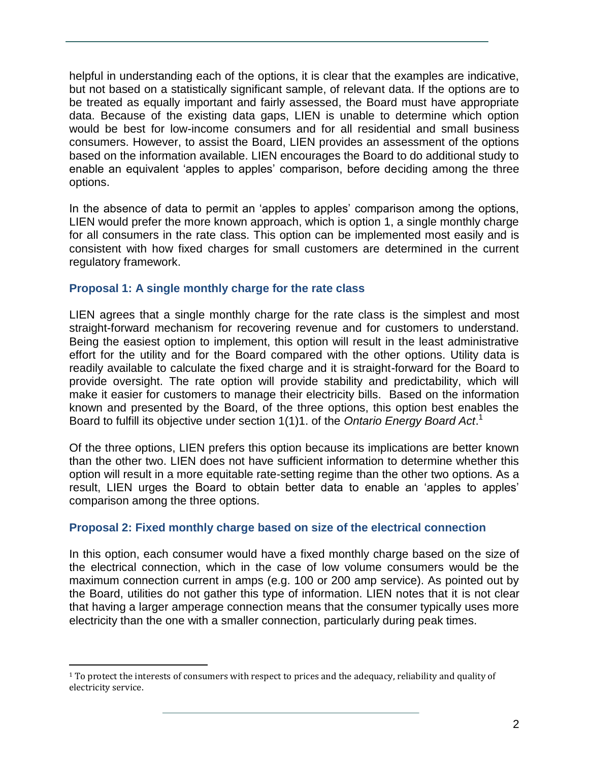helpful in understanding each of the options, it is clear that the examples are indicative, but not based on a statistically significant sample, of relevant data. If the options are to be treated as equally important and fairly assessed, the Board must have appropriate data. Because of the existing data gaps, LIEN is unable to determine which option would be best for low-income consumers and for all residential and small business consumers. However, to assist the Board, LIEN provides an assessment of the options based on the information available. LIEN encourages the Board to do additional study to enable an equivalent 'apples to apples' comparison, before deciding among the three options.

In the absence of data to permit an 'apples to apples' comparison among the options, LIEN would prefer the more known approach, which is option 1, a single monthly charge for all consumers in the rate class. This option can be implemented most easily and is consistent with how fixed charges for small customers are determined in the current regulatory framework.

### Proposal 1: A single monthly charge for the rate class

LIEN agrees that a single monthly charge for the rate class is the simplest and most straight-forward mechanism for recovering revenue and for customers to understand. Being the easiest option to implement, this option will result in the least administrative effort for the utility and for the Board compared with the other options. Utility data is readily available to calculate the fixed charge and it is straight-forward for the Board to provide oversight. The rate option will provide stability and predictability, which will make it easier for customers to manage their electricity bills. Based on the information known and presented by the Board, of the three options, this option best enables the Board to fulfill its objective under section 1(1)1. of the *Ontario Energy Board Act*.[1]

Of the three options, LIEN prefers this option because its implications are better known than the other two. LIEN does not have sufficient information to determine whether this option will result in a more equitable rate-setting regime than the other two options. As a result, LIEN urges the Board to obtain better data to enable an 'apples to apples' comparison among the three options.

### Proposal 2: Fixed monthly charge based on size of the electrical connection

In this option, each consumer would have a fixed monthly charge based on the size of the electrical connection, which in the case of low volume consumers would be the maximum connection current in amps (e.g. 100 or 200 amp service). As pointed out by the Board, utilities do not gather this type of information. LIEN notes that it is not clear that having a larger amperage connection means that the consumer typically uses more electricity than the one with a smaller connection, particularly during peak times.

---

[1] To protect the interests of consumers with respect to prices and the adequacy, reliability and quality of electricity service.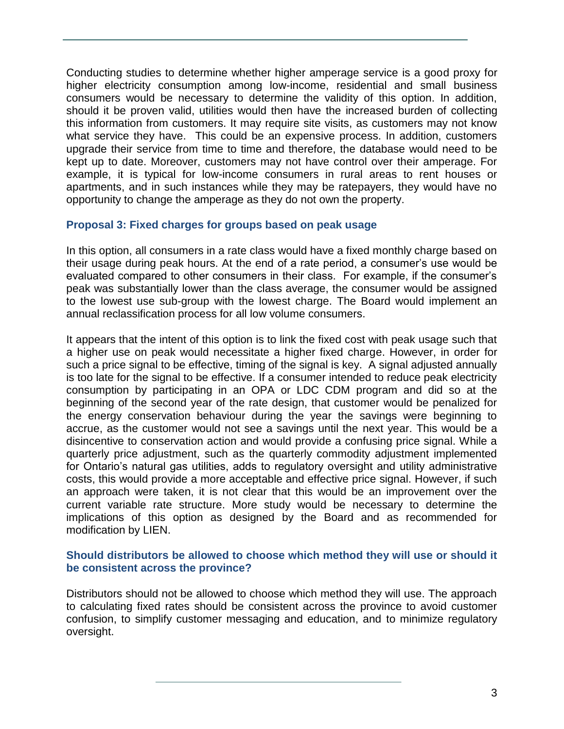Conducting studies to determine whether higher amperage service is a good proxy for higher electricity consumption among low-income, residential and small business consumers would be necessary to determine the validity of this option. In addition, should it be proven valid, utilities would then have the increased burden of collecting this information from customers. It may require site visits, as customers may not know what service they have. This could be an expensive process. In addition, customers upgrade their service from time to time and therefore, the database would need to be kept up to date. Moreover, customers may not have control over their amperage. For example, it is typical for low-income consumers in rural areas to rent houses or apartments, and in such instances while they may be ratepayers, they would have no opportunity to change the amperage as they do not own the property.

### Proposal 3: Fixed charges for groups based on peak usage

In this option, all consumers in a rate class would have a fixed monthly charge based on their usage during peak hours. At the end of a rate period, a consumer's use would be evaluated compared to other consumers in their class. For example, if the consumer's peak was substantially lower than the class average, the consumer would be assigned to the lowest use sub-group with the lowest charge. The Board would implement an annual reclassification process for all low volume consumers.

It appears that the intent of this option is to link the fixed cost with peak usage such that a higher use on peak would necessitate a higher fixed charge. However, in order for such a price signal to be effective, timing of the signal is key. A signal adjusted annually is too late for the signal to be effective. If a consumer intended to reduce peak electricity consumption by participating in an OPA or LDC CDM program and did so at the beginning of the second year of the rate design, that customer would be penalized for the energy conservation behaviour during the year the savings were beginning to accrue, as the customer would not see a savings until the next year. This would be a disincentive to conservation action and would provide a confusing price signal. While a quarterly price adjustment, such as the quarterly commodity adjustment implemented for Ontario's natural gas utilities, adds to regulatory oversight and utility administrative costs, this would provide a more acceptable and effective price signal. However, if such an approach were taken, it is not clear that this would be an improvement over the current variable rate structure. More study would be necessary to determine the implications of this option as designed by the Board and as recommended for modification by LIEN.

### Should distributors be allowed to choose which method they will use or should it be consistent across the province?

Distributors should not be allowed to choose which method they will use. The approach to calculating fixed rates should be consistent across the province to avoid customer confusion, to simplify customer messaging and education, and to minimize regulatory oversight.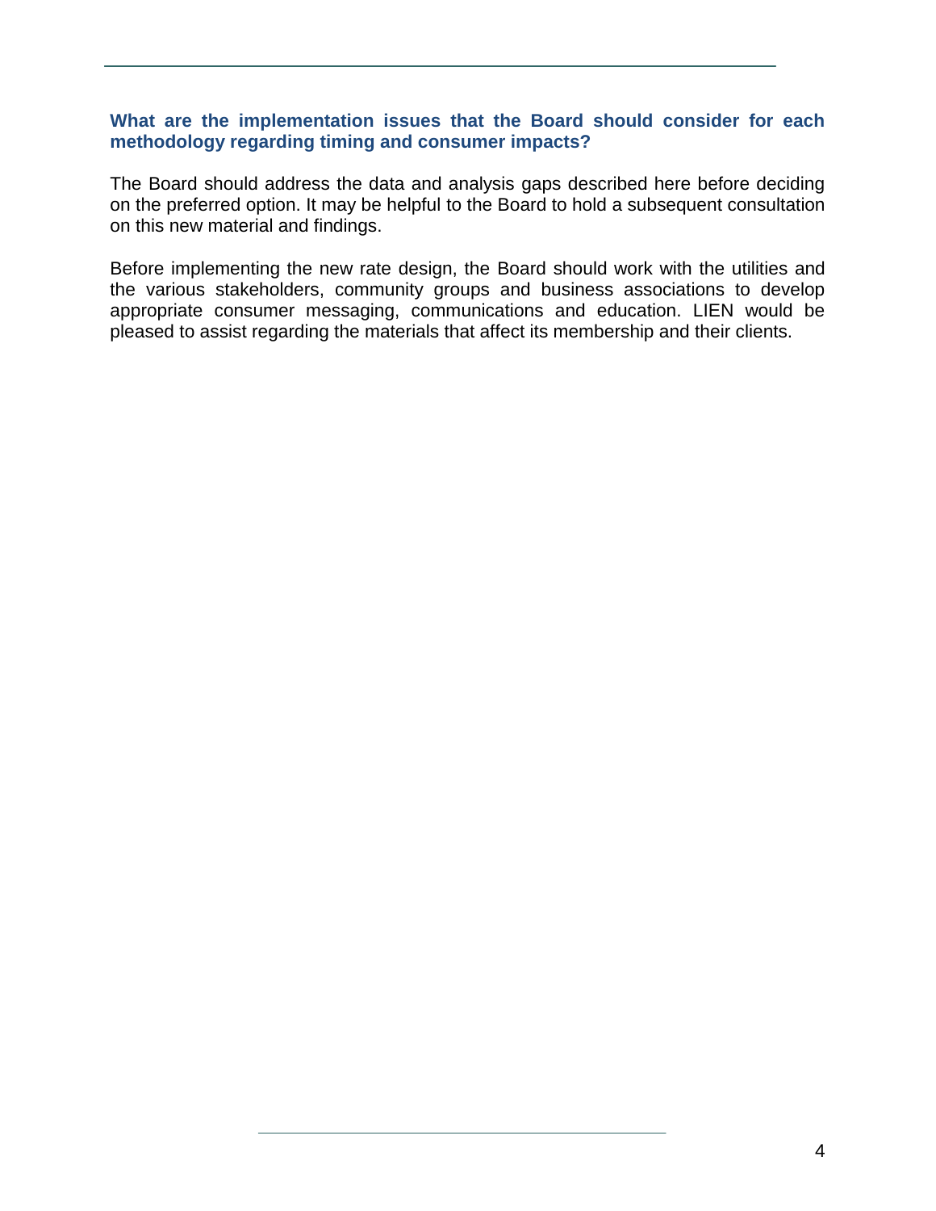**What are the implementation issues that the Board should consider for each methodology regarding timing and consumer impacts?**

The Board should address the data and analysis gaps described here before deciding on the preferred option. It may be helpful to the Board to hold a subsequent consultation on this new material and findings.

Before implementing the new rate design, the Board should work with the utilities and the various stakeholders, community groups and business associations to develop appropriate consumer messaging, communications and education. LIEN would be pleased to assist regarding the materials that affect its membership and their clients.